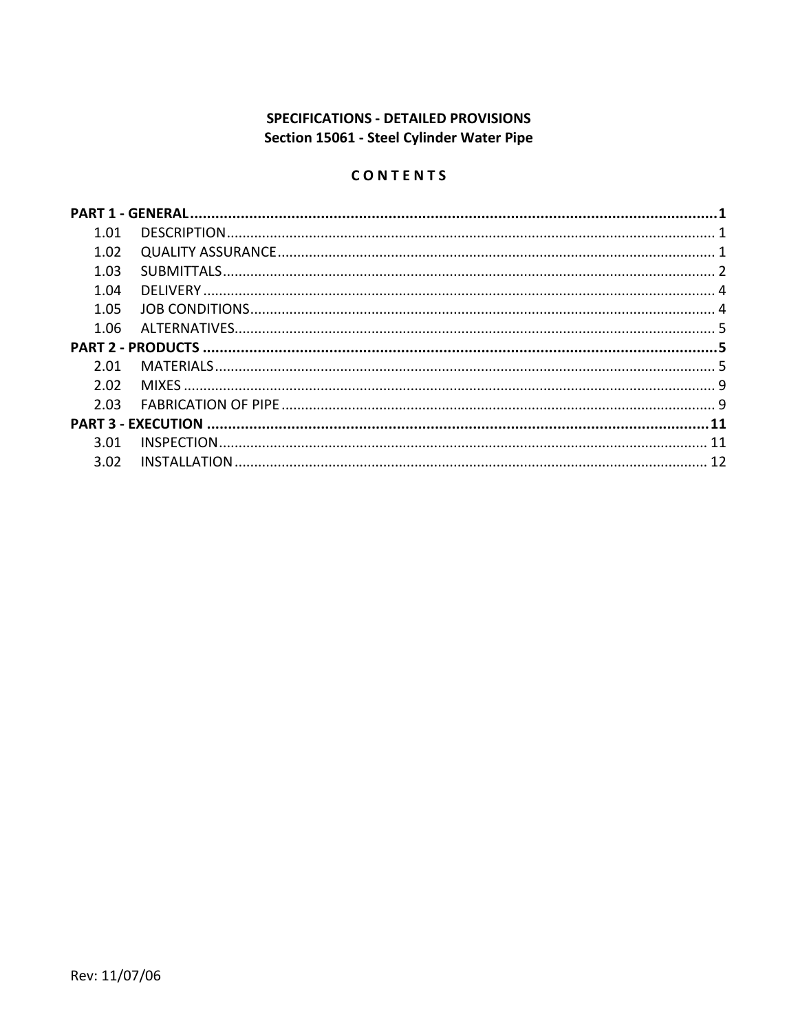**SPECIFICATIONS - DETAILED PROVISIONS**
**Section 15061 - Steel Cylinder Water Pipe**

**C O N T E N T S**

**PART 1 - GENERAL ........................................................................................................................1**
1.01 DESCRIPTION ........................................................................................................................ 1
1.02 QUALITY ASSURANCE ............................................................................................................ 1
1.03 SUBMITTALS .......................................................................................................................... 2
1.04 DELIVERY .............................................................................................................................. 4
1.05 JOB CONDITIONS .................................................................................................................. 4
1.06 ALTERNATIVES ...................................................................................................................... 5
**PART 2 - PRODUCTS ......................................................................................................................5**
2.01 MATERIALS ............................................................................................................................ 5
2.02 MIXES .................................................................................................................................... 9
2.03 FABRICATION OF PIPE ........................................................................................................... 9
**PART 3 - EXECUTION ....................................................................................................................11**
3.01 INSPECTION .......................................................................................................................... 11
3.02 INSTALLATION ...................................................................................................................... 12

Rev: 11/07/06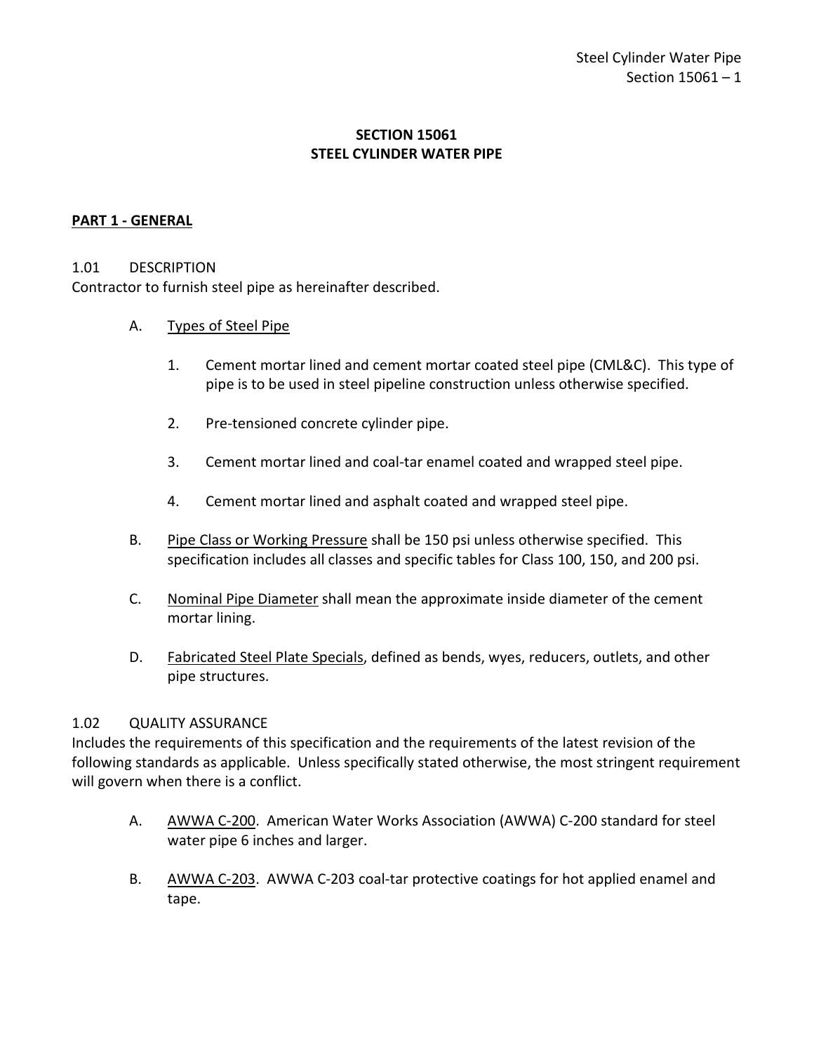# SECTION 15061
# STEEL CYLINDER WATER PIPE

## PART 1 - GENERAL

### 1.01 DESCRIPTION

Contractor to furnish steel pipe as hereinafter described.

A. Types of Steel Pipe

1. Cement mortar lined and cement mortar coated steel pipe (CML&C). This type of pipe is to be used in steel pipeline construction unless otherwise specified.

2. Pre-tensioned concrete cylinder pipe.

3. Cement mortar lined and coal-tar enamel coated and wrapped steel pipe.

4. Cement mortar lined and asphalt coated and wrapped steel pipe.

B. Pipe Class or Working Pressure shall be 150 psi unless otherwise specified. This specification includes all classes and specific tables for Class 100, 150, and 200 psi.

C. Nominal Pipe Diameter shall mean the approximate inside diameter of the cement mortar lining.

D. Fabricated Steel Plate Specials, defined as bends, wyes, reducers, outlets, and other pipe structures.

### 1.02 QUALITY ASSURANCE

Includes the requirements of this specification and the requirements of the latest revision of the following standards as applicable. Unless specifically stated otherwise, the most stringent requirement will govern when there is a conflict.

A. AWWA C-200. American Water Works Association (AWWA) C-200 standard for steel water pipe 6 inches and larger.

B. AWWA C-203. AWWA C-203 coal-tar protective coatings for hot applied enamel and tape.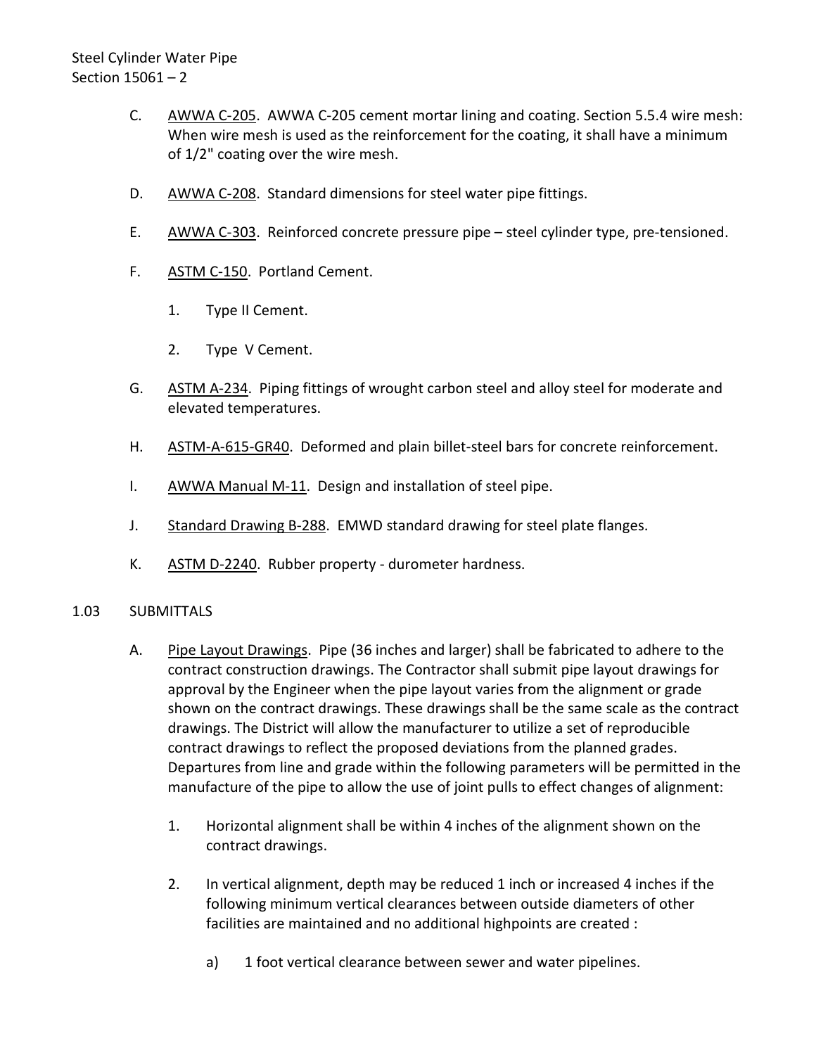C. AWWA C-205. AWWA C-205 cement mortar lining and coating. Section 5.5.4 wire mesh: When wire mesh is used as the reinforcement for the coating, it shall have a minimum of 1/2" coating over the wire mesh.

D. AWWA C-208. Standard dimensions for steel water pipe fittings.

E. AWWA C-303. Reinforced concrete pressure pipe – steel cylinder type, pre-tensioned.

F. ASTM C-150. Portland Cement.

1. Type II Cement.

2. Type V Cement.

G. ASTM A-234. Piping fittings of wrought carbon steel and alloy steel for moderate and elevated temperatures.

H. ASTM-A-615-GR40. Deformed and plain billet-steel bars for concrete reinforcement.

I. AWWA Manual M-11. Design and installation of steel pipe.

J. Standard Drawing B-288. EMWD standard drawing for steel plate flanges.

K. ASTM D-2240. Rubber property - durometer hardness.

## 1.03 SUBMITTALS

A. Pipe Layout Drawings. Pipe (36 inches and larger) shall be fabricated to adhere to the contract construction drawings. The Contractor shall submit pipe layout drawings for approval by the Engineer when the pipe layout varies from the alignment or grade shown on the contract drawings. These drawings shall be the same scale as the contract drawings. The District will allow the manufacturer to utilize a set of reproducible contract drawings to reflect the proposed deviations from the planned grades. Departures from line and grade within the following parameters will be permitted in the manufacture of the pipe to allow the use of joint pulls to effect changes of alignment:

1. Horizontal alignment shall be within 4 inches of the alignment shown on the contract drawings.

2. In vertical alignment, depth may be reduced 1 inch or increased 4 inches if the following minimum vertical clearances between outside diameters of other facilities are maintained and no additional highpoints are created :

a) 1 foot vertical clearance between sewer and water pipelines.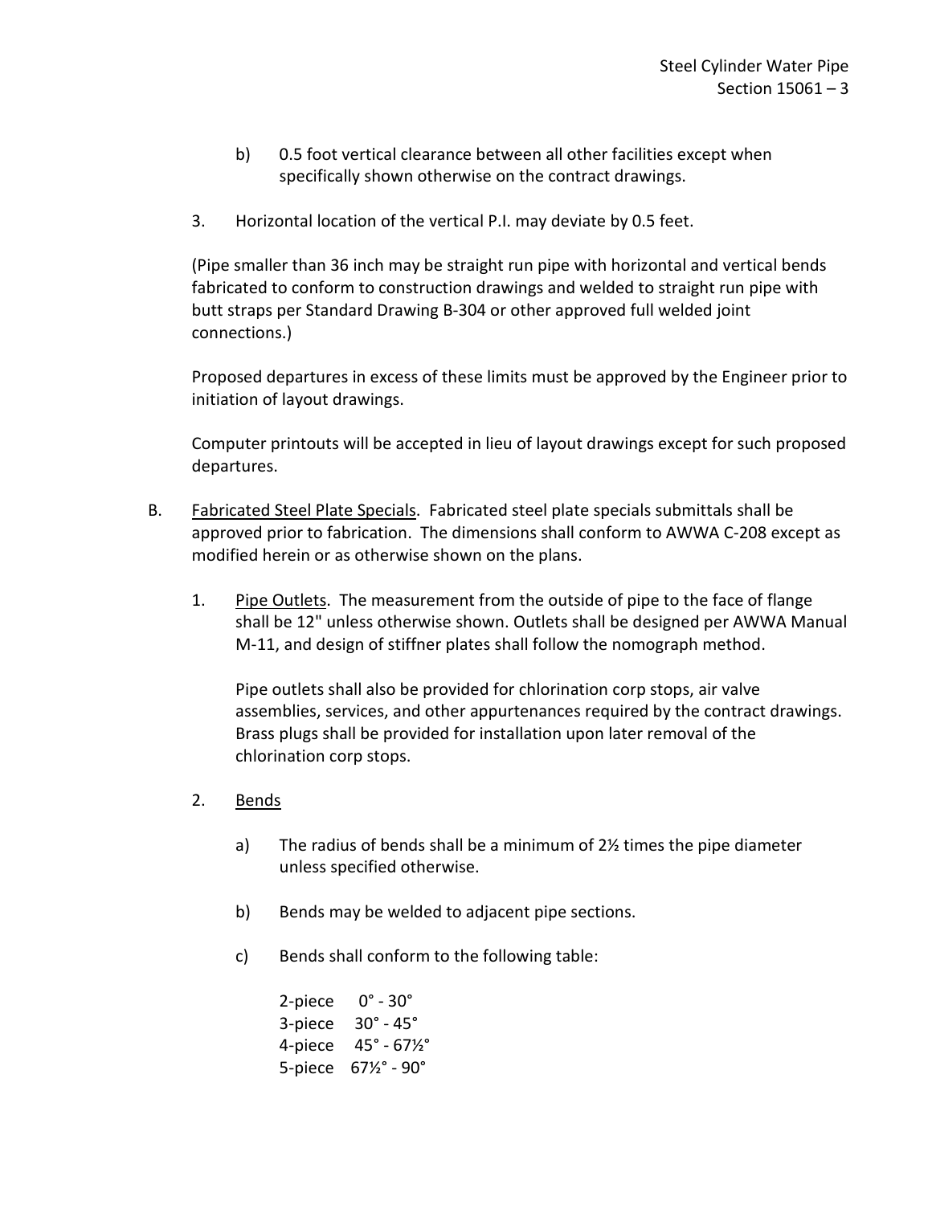b) 0.5 foot vertical clearance between all other facilities except when specifically shown otherwise on the contract drawings.

3. Horizontal location of the vertical P.I. may deviate by 0.5 feet.

(Pipe smaller than 36 inch may be straight run pipe with horizontal and vertical bends fabricated to conform to construction drawings and welded to straight run pipe with butt straps per Standard Drawing B-304 or other approved full welded joint connections.)

Proposed departures in excess of these limits must be approved by the Engineer prior to initiation of layout drawings.

Computer printouts will be accepted in lieu of layout drawings except for such proposed departures.

B. Fabricated Steel Plate Specials. Fabricated steel plate specials submittals shall be approved prior to fabrication. The dimensions shall conform to AWWA C-208 except as modified herein or as otherwise shown on the plans.

1. Pipe Outlets. The measurement from the outside of pipe to the face of flange shall be 12" unless otherwise shown. Outlets shall be designed per AWWA Manual M-11, and design of stiffner plates shall follow the nomograph method.

   Pipe outlets shall also be provided for chlorination corp stops, air valve assemblies, services, and other appurtenances required by the contract drawings. Brass plugs shall be provided for installation upon later removal of the chlorination corp stops.

2. Bends

   a) The radius of bends shall be a minimum of 2½ times the pipe diameter unless specified otherwise.

   b) Bends may be welded to adjacent pipe sections.

   c) Bends shall conform to the following table:

      2-piece 0° - 30°
      3-piece 30° - 45°
      4-piece 45° - 67½°
      5-piece 67½° - 90°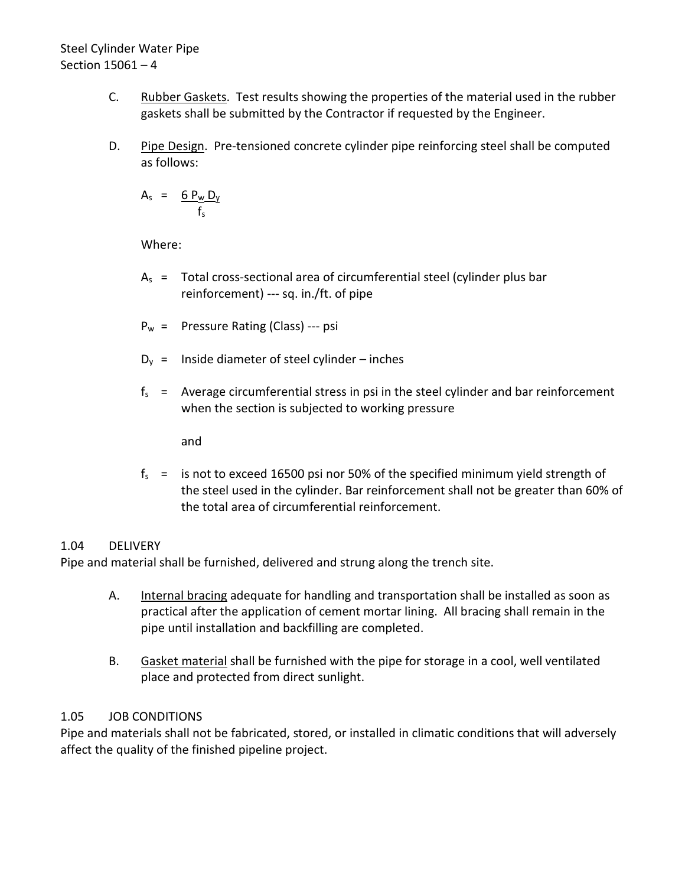C. Rubber Gaskets. Test results showing the properties of the material used in the rubber gaskets shall be submitted by the Contractor if requested by the Engineer.

D. Pipe Design. Pre-tensioned concrete cylinder pipe reinforcing steel shall be computed as follows:

$$A_s = \frac{6 P_w D_y}{f_s}$$

Where:

$A_s$ = Total cross-sectional area of circumferential steel (cylinder plus bar reinforcement) --- sq. in./ft. of pipe

$P_w$ = Pressure Rating (Class) --- psi

$D_y$ = Inside diameter of steel cylinder – inches

$f_s$ = Average circumferential stress in psi in the steel cylinder and bar reinforcement when the section is subjected to working pressure

and

$f_s$ = is not to exceed 16500 psi nor 50% of the specified minimum yield strength of the steel used in the cylinder. Bar reinforcement shall not be greater than 60% of the total area of circumferential reinforcement.

## 1.04 DELIVERY

Pipe and material shall be furnished, delivered and strung along the trench site.

A. Internal bracing adequate for handling and transportation shall be installed as soon as practical after the application of cement mortar lining. All bracing shall remain in the pipe until installation and backfilling are completed.

B. Gasket material shall be furnished with the pipe for storage in a cool, well ventilated place and protected from direct sunlight.

## 1.05 JOB CONDITIONS

Pipe and materials shall not be fabricated, stored, or installed in climatic conditions that will adversely affect the quality of the finished pipeline project.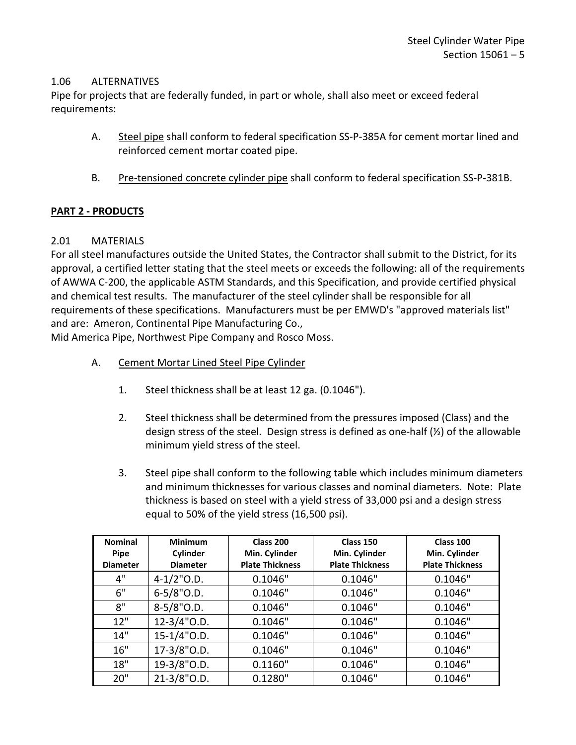1.06 ALTERNATIVES

Pipe for projects that are federally funded, in part or whole, shall also meet or exceed federal requirements:

A. Steel pipe shall conform to federal specification SS-P-385A for cement mortar lined and reinforced cement mortar coated pipe.

B. Pre-tensioned concrete cylinder pipe shall conform to federal specification SS-P-381B.

## PART 2 - PRODUCTS

2.01 MATERIALS

For all steel manufactures outside the United States, the Contractor shall submit to the District, for its approval, a certified letter stating that the steel meets or exceeds the following: all of the requirements of AWWA C-200, the applicable ASTM Standards, and this Specification, and provide certified physical and chemical test results. The manufacturer of the steel cylinder shall be responsible for all requirements of these specifications. Manufacturers must be per EMWD's "approved materials list" and are: Ameron, Continental Pipe Manufacturing Co.,
Mid America Pipe, Northwest Pipe Company and Rosco Moss.

A. Cement Mortar Lined Steel Pipe Cylinder

1. Steel thickness shall be at least 12 ga. (0.1046").

2. Steel thickness shall be determined from the pressures imposed (Class) and the design stress of the steel. Design stress is defined as one-half (½) of the allowable minimum yield stress of the steel.

3. Steel pipe shall conform to the following table which includes minimum diameters and minimum thicknesses for various classes and nominal diameters. Note: Plate thickness is based on steel with a yield stress of 33,000 psi and a design stress equal to 50% of the yield stress (16,500 psi).

| Nominal Pipe Diameter | Minimum Cylinder Diameter | Class 200 Min. Cylinder Plate Thickness | Class 150 Min. Cylinder Plate Thickness | Class 100 Min. Cylinder Plate Thickness |
|---|---|---|---|---|
| 4" | 4-1/2"O.D. | 0.1046" | 0.1046" | 0.1046" |
| 6" | 6-5/8"O.D. | 0.1046" | 0.1046" | 0.1046" |
| 8" | 8-5/8"O.D. | 0.1046" | 0.1046" | 0.1046" |
| 12" | 12-3/4"O.D. | 0.1046" | 0.1046" | 0.1046" |
| 14" | 15-1/4"O.D. | 0.1046" | 0.1046" | 0.1046" |
| 16" | 17-3/8"O.D. | 0.1046" | 0.1046" | 0.1046" |
| 18" | 19-3/8"O.D. | 0.1160" | 0.1046" | 0.1046" |
| 20" | 21-3/8"O.D. | 0.1280" | 0.1046" | 0.1046" |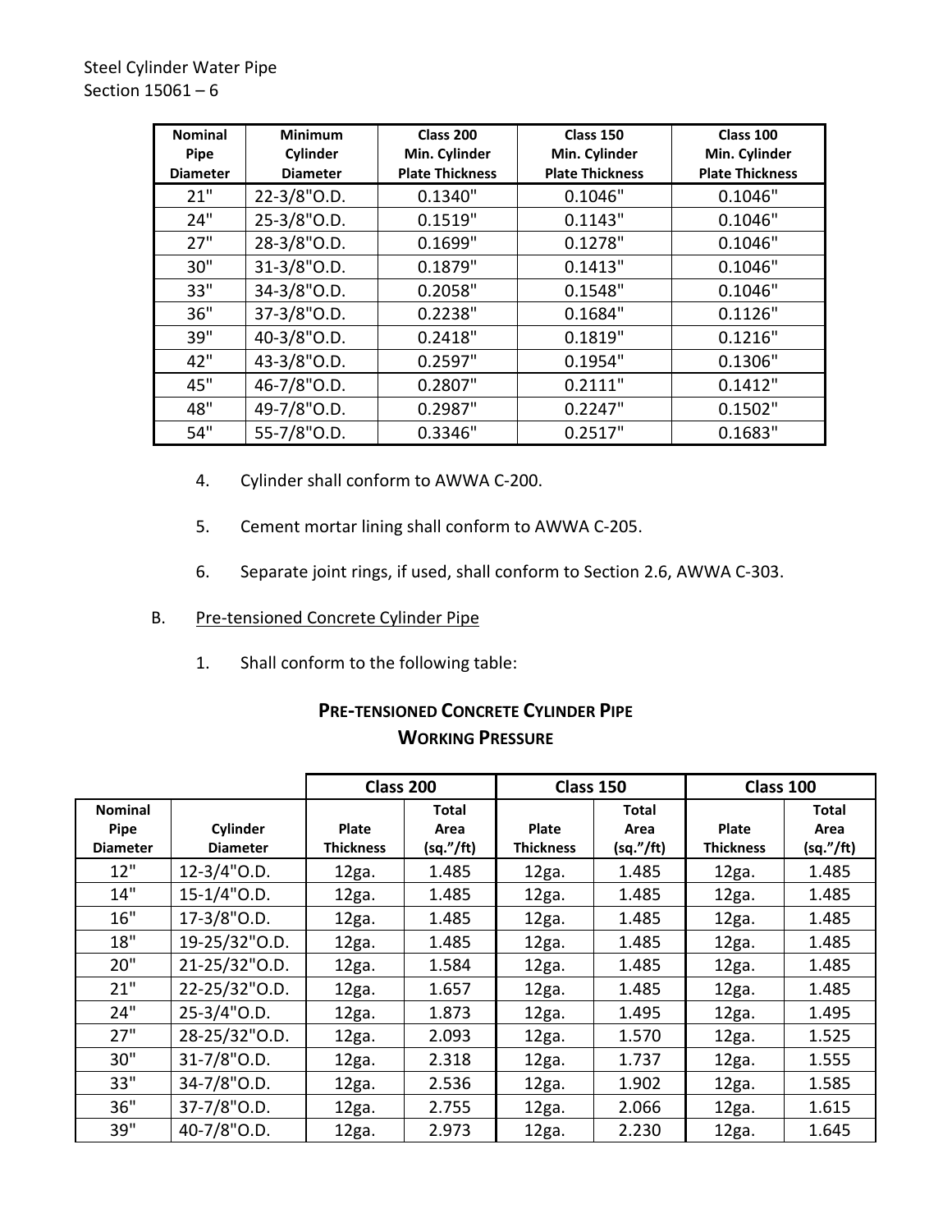| Nominal Pipe Diameter | Minimum Cylinder Diameter | Class 200 Min. Cylinder Plate Thickness | Class 150 Min. Cylinder Plate Thickness | Class 100 Min. Cylinder Plate Thickness |
|---|---|---|---|---|
| 21" | 22-3/8"O.D. | 0.1340" | 0.1046" | 0.1046" |
| 24" | 25-3/8"O.D. | 0.1519" | 0.1143" | 0.1046" |
| 27" | 28-3/8"O.D. | 0.1699" | 0.1278" | 0.1046" |
| 30" | 31-3/8"O.D. | 0.1879" | 0.1413" | 0.1046" |
| 33" | 34-3/8"O.D. | 0.2058" | 0.1548" | 0.1046" |
| 36" | 37-3/8"O.D. | 0.2238" | 0.1684" | 0.1126" |
| 39" | 40-3/8"O.D. | 0.2418" | 0.1819" | 0.1216" |
| 42" | 43-3/8"O.D. | 0.2597" | 0.1954" | 0.1306" |
| 45" | 46-7/8"O.D. | 0.2807" | 0.2111" | 0.1412" |
| 48" | 49-7/8"O.D. | 0.2987" | 0.2247" | 0.1502" |
| 54" | 55-7/8"O.D. | 0.3346" | 0.2517" | 0.1683" |

4. Cylinder shall conform to AWWA C-200.

5. Cement mortar lining shall conform to AWWA C-205.

6. Separate joint rings, if used, shall conform to Section 2.6, AWWA C-303.

B. Pre-tensioned Concrete Cylinder Pipe

1. Shall conform to the following table:

**PRE-TENSIONED CONCRETE CYLINDER PIPE**
**WORKING PRESSURE**

| | | Class 200 | | Class 150 | | Class 100 | |
|---|---|---|---|---|---|---|---|
| Nominal Pipe Diameter | Cylinder Diameter | Plate Thickness | Total Area (sq.”/ft) | Plate Thickness | Total Area (sq.”/ft) | Plate Thickness | Total Area (sq.”/ft) |
| 12" | 12-3/4"O.D. | 12ga. | 1.485 | 12ga. | 1.485 | 12ga. | 1.485 |
| 14" | 15-1/4"O.D. | 12ga. | 1.485 | 12ga. | 1.485 | 12ga. | 1.485 |
| 16" | 17-3/8"O.D. | 12ga. | 1.485 | 12ga. | 1.485 | 12ga. | 1.485 |
| 18" | 19-25/32"O.D. | 12ga. | 1.485 | 12ga. | 1.485 | 12ga. | 1.485 |
| 20" | 21-25/32"O.D. | 12ga. | 1.584 | 12ga. | 1.485 | 12ga. | 1.485 |
| 21" | 22-25/32"O.D. | 12ga. | 1.657 | 12ga. | 1.485 | 12ga. | 1.485 |
| 24" | 25-3/4"O.D. | 12ga. | 1.873 | 12ga. | 1.495 | 12ga. | 1.495 |
| 27" | 28-25/32"O.D. | 12ga. | 2.093 | 12ga. | 1.570 | 12ga. | 1.525 |
| 30" | 31-7/8"O.D. | 12ga. | 2.318 | 12ga. | 1.737 | 12ga. | 1.555 |
| 33" | 34-7/8"O.D. | 12ga. | 2.536 | 12ga. | 1.902 | 12ga. | 1.585 |
| 36" | 37-7/8"O.D. | 12ga. | 2.755 | 12ga. | 2.066 | 12ga. | 1.615 |
| 39" | 40-7/8"O.D. | 12ga. | 2.973 | 12ga. | 2.230 | 12ga. | 1.645 |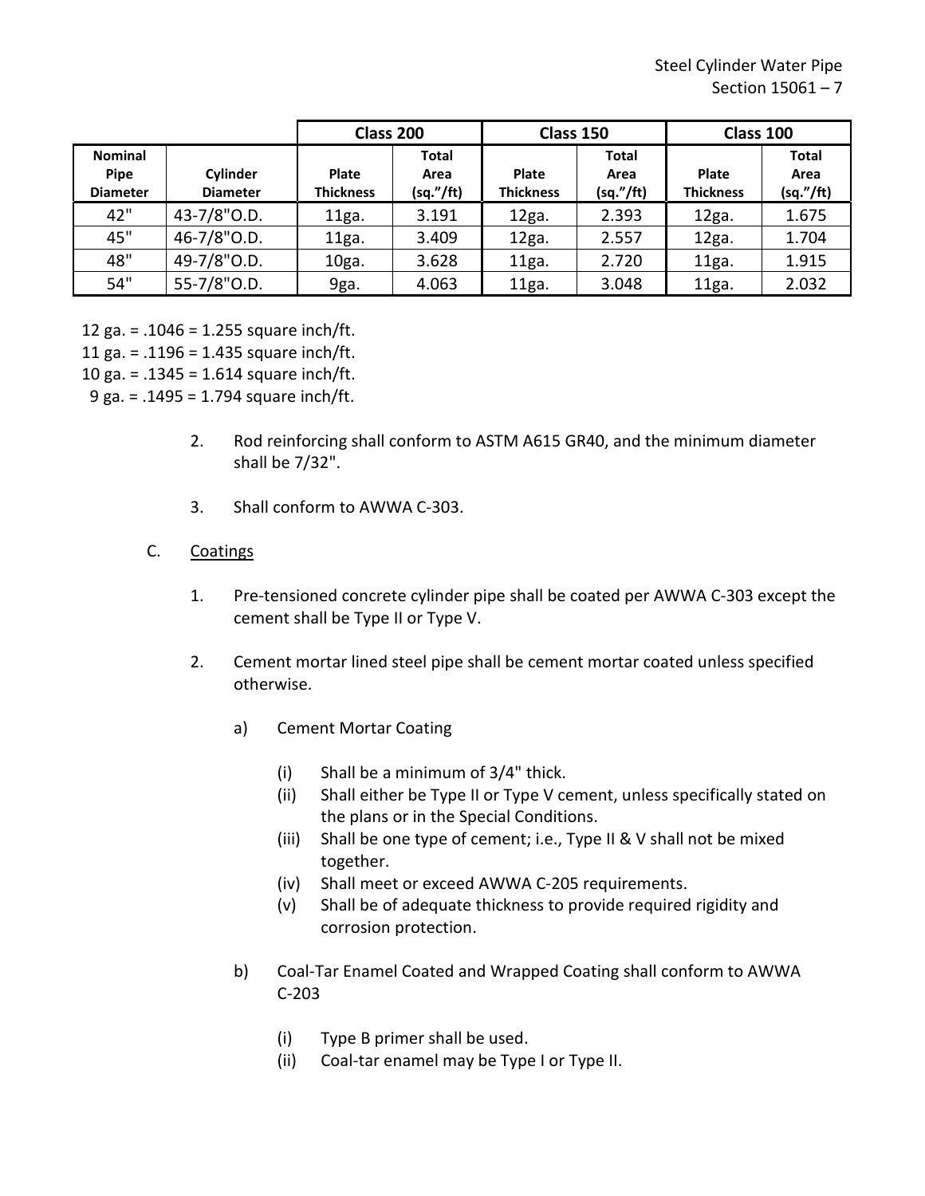| | | Class 200 | | Class 150 | | Class 100 | |
|---|---|---|---|---|---|---|---|
| Nominal Pipe Diameter | Cylinder Diameter | Plate Thickness | Total Area (sq."/ft) | Plate Thickness | Total Area (sq."/ft) | Plate Thickness | Total Area (sq."/ft) |
| 42" | 43-7/8"O.D. | 11ga. | 3.191 | 12ga. | 2.393 | 12ga. | 1.675 |
| 45" | 46-7/8"O.D. | 11ga. | 3.409 | 12ga. | 2.557 | 12ga. | 1.704 |
| 48" | 49-7/8"O.D. | 10ga. | 3.628 | 11ga. | 2.720 | 11ga. | 1.915 |
| 54" | 55-7/8"O.D. | 9ga. | 4.063 | 11ga. | 3.048 | 11ga. | 2.032 |

12 ga. = .1046 = 1.255 square inch/ft.
11 ga. = .1196 = 1.435 square inch/ft.
10 ga. = .1345 = 1.614 square inch/ft.
9 ga. = .1495 = 1.794 square inch/ft.

2. Rod reinforcing shall conform to ASTM A615 GR40, and the minimum diameter shall be 7/32".

3. Shall conform to AWWA C-303.

C. Coatings

1. Pre-tensioned concrete cylinder pipe shall be coated per AWWA C-303 except the cement shall be Type II or Type V.

2. Cement mortar lined steel pipe shall be cement mortar coated unless specified otherwise.

   a) Cement Mortar Coating

      (i) Shall be a minimum of 3/4" thick.
      (ii) Shall either be Type II or Type V cement, unless specifically stated on the plans or in the Special Conditions.
      (iii) Shall be one type of cement; i.e., Type II & V shall not be mixed together.
      (iv) Shall meet or exceed AWWA C-205 requirements.
      (v) Shall be of adequate thickness to provide required rigidity and corrosion protection.

   b) Coal-Tar Enamel Coated and Wrapped Coating shall conform to AWWA C-203

      (i) Type B primer shall be used.
      (ii) Coal-tar enamel may be Type I or Type II.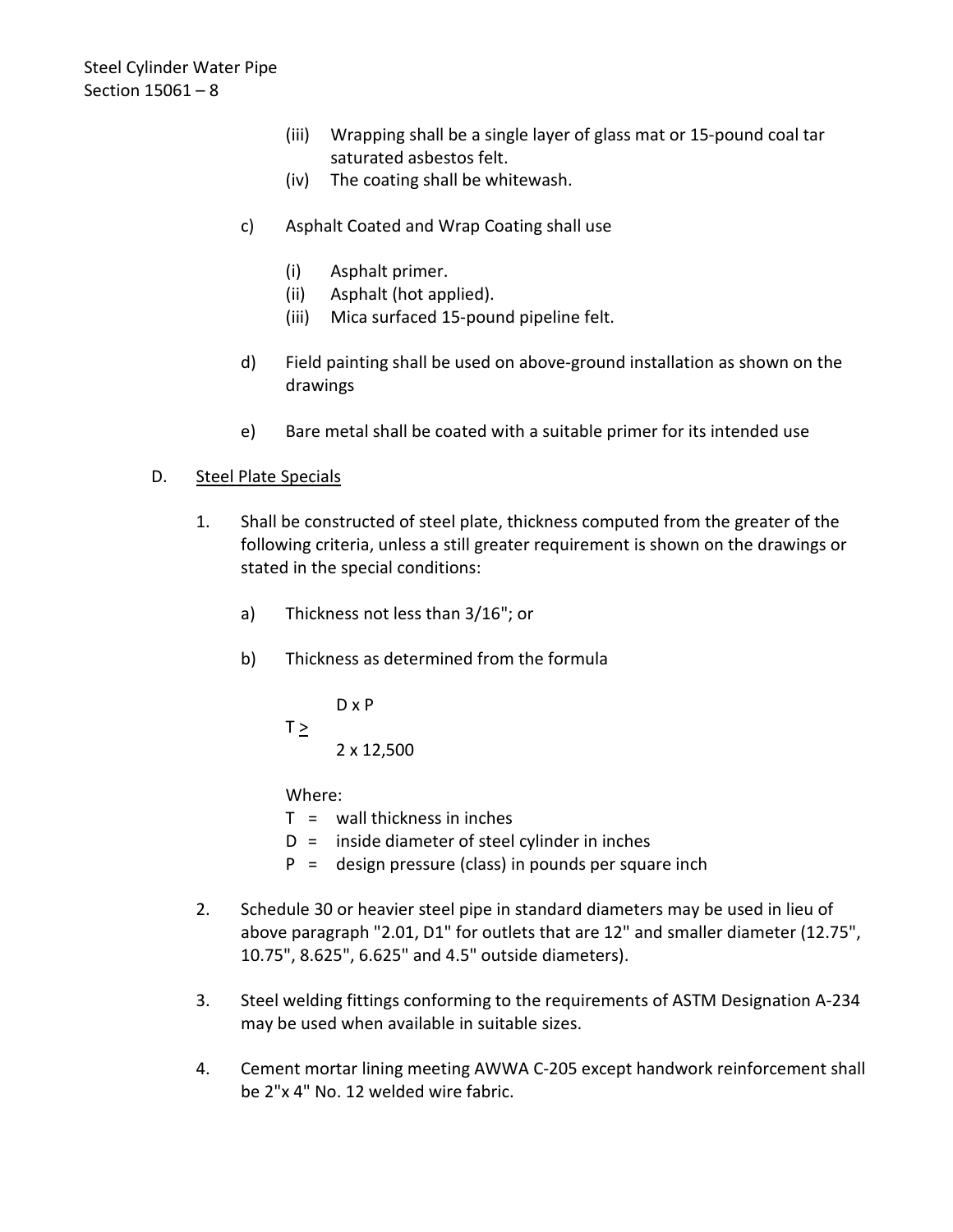(iii) Wrapping shall be a single layer of glass mat or 15-pound coal tar saturated asbestos felt.

(iv) The coating shall be whitewash.

c) Asphalt Coated and Wrap Coating shall use

(i) Asphalt primer.

(ii) Asphalt (hot applied).

(iii) Mica surfaced 15-pound pipeline felt.

d) Field painting shall be used on above-ground installation as shown on the drawings

e) Bare metal shall be coated with a suitable primer for its intended use

D. <u>Steel Plate Specials</u>

1. Shall be constructed of steel plate, thickness computed from the greater of the following criteria, unless a still greater requirement is shown on the drawings or stated in the special conditions:

   a) Thickness not less than 3/16"; or

   b) Thickness as determined from the formula

   $$T \geq \frac{D \times P}{2 \times 12{,}500}$$

   Where:

   T = wall thickness in inches

   D = inside diameter of steel cylinder in inches

   P = design pressure (class) in pounds per square inch

2. Schedule 30 or heavier steel pipe in standard diameters may be used in lieu of above paragraph "2.01, D1" for outlets that are 12" and smaller diameter (12.75", 10.75", 8.625", 6.625" and 4.5" outside diameters).

3. Steel welding fittings conforming to the requirements of ASTM Designation A-234 may be used when available in suitable sizes.

4. Cement mortar lining meeting AWWA C-205 except handwork reinforcement shall be 2"x 4" No. 12 welded wire fabric.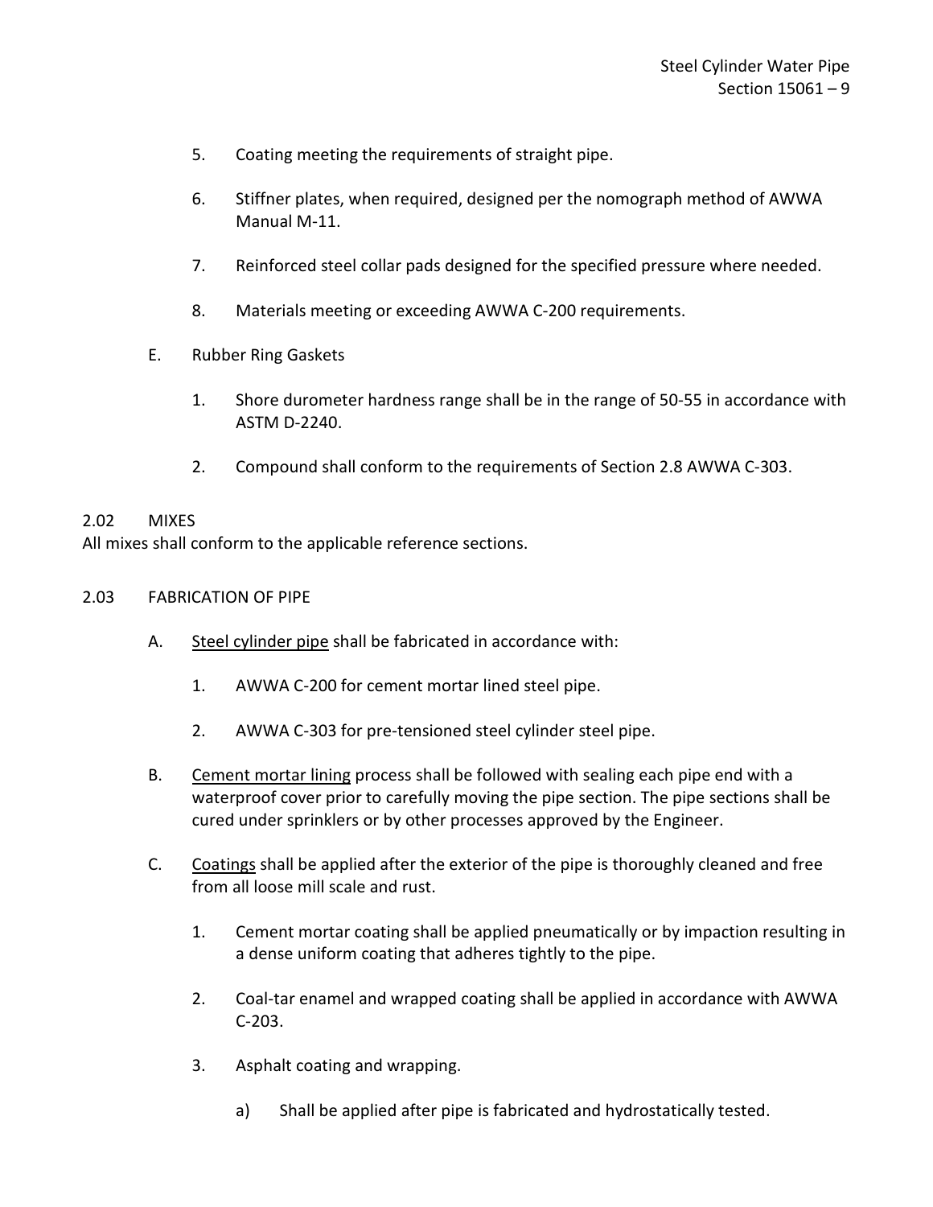5. Coating meeting the requirements of straight pipe.

6. Stiffner plates, when required, designed per the nomograph method of AWWA Manual M-11.

7. Reinforced steel collar pads designed for the specified pressure where needed.

8. Materials meeting or exceeding AWWA C-200 requirements.

E. Rubber Ring Gaskets

1. Shore durometer hardness range shall be in the range of 50-55 in accordance with ASTM D-2240.

2. Compound shall conform to the requirements of Section 2.8 AWWA C-303.

## 2.02 MIXES

All mixes shall conform to the applicable reference sections.

## 2.03 FABRICATION OF PIPE

A. <u>Steel cylinder pipe</u> shall be fabricated in accordance with:

1. AWWA C-200 for cement mortar lined steel pipe.

2. AWWA C-303 for pre-tensioned steel cylinder steel pipe.

B. <u>Cement mortar lining</u> process shall be followed with sealing each pipe end with a waterproof cover prior to carefully moving the pipe section. The pipe sections shall be cured under sprinklers or by other processes approved by the Engineer.

C. <u>Coatings</u> shall be applied after the exterior of the pipe is thoroughly cleaned and free from all loose mill scale and rust.

1. Cement mortar coating shall be applied pneumatically or by impaction resulting in a dense uniform coating that adheres tightly to the pipe.

2. Coal-tar enamel and wrapped coating shall be applied in accordance with AWWA C-203.

3. Asphalt coating and wrapping.

   a) Shall be applied after pipe is fabricated and hydrostatically tested.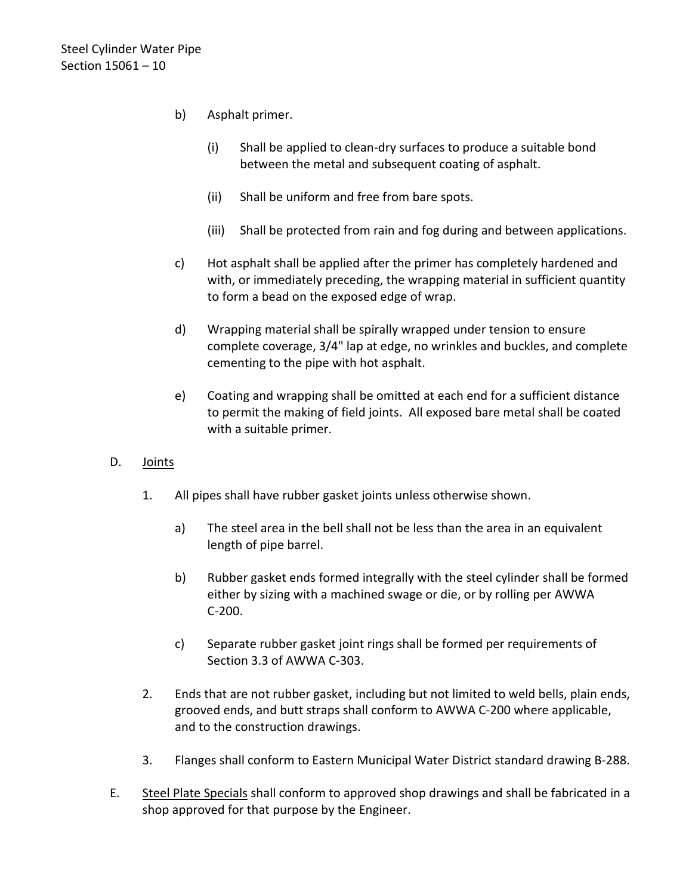b) Asphalt primer.

   (i) Shall be applied to clean-dry surfaces to produce a suitable bond between the metal and subsequent coating of asphalt.

   (ii) Shall be uniform and free from bare spots.

   (iii) Shall be protected from rain and fog during and between applications.

c) Hot asphalt shall be applied after the primer has completely hardened and with, or immediately preceding, the wrapping material in sufficient quantity to form a bead on the exposed edge of wrap.

d) Wrapping material shall be spirally wrapped under tension to ensure complete coverage, 3/4" lap at edge, no wrinkles and buckles, and complete cementing to the pipe with hot asphalt.

e) Coating and wrapping shall be omitted at each end for a sufficient distance to permit the making of field joints. All exposed bare metal shall be coated with a suitable primer.

D. Joints

1. All pipes shall have rubber gasket joints unless otherwise shown.

   a) The steel area in the bell shall not be less than the area in an equivalent length of pipe barrel.

   b) Rubber gasket ends formed integrally with the steel cylinder shall be formed either by sizing with a machined swage or die, or by rolling per AWWA C-200.

   c) Separate rubber gasket joint rings shall be formed per requirements of Section 3.3 of AWWA C-303.

2. Ends that are not rubber gasket, including but not limited to weld bells, plain ends, grooved ends, and butt straps shall conform to AWWA C-200 where applicable, and to the construction drawings.

3. Flanges shall conform to Eastern Municipal Water District standard drawing B-288.

E. Steel Plate Specials shall conform to approved shop drawings and shall be fabricated in a shop approved for that purpose by the Engineer.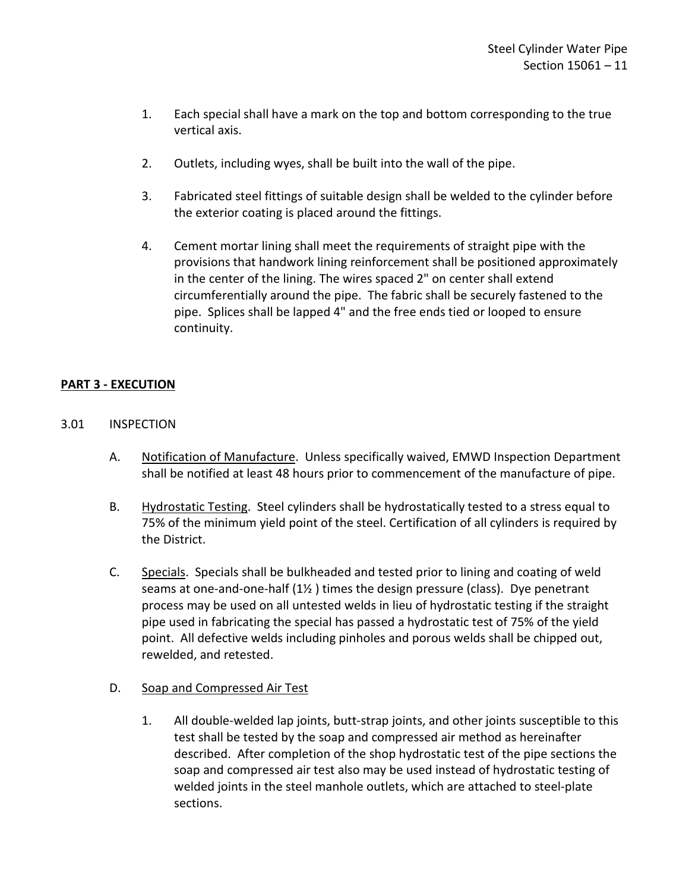1. Each special shall have a mark on the top and bottom corresponding to the true vertical axis.

2. Outlets, including wyes, shall be built into the wall of the pipe.

3. Fabricated steel fittings of suitable design shall be welded to the cylinder before the exterior coating is placed around the fittings.

4. Cement mortar lining shall meet the requirements of straight pipe with the provisions that handwork lining reinforcement shall be positioned approximately in the center of the lining. The wires spaced 2" on center shall extend circumferentially around the pipe. The fabric shall be securely fastened to the pipe. Splices shall be lapped 4" and the free ends tied or looped to ensure continuity.

## **PART 3 - EXECUTION**

### 3.01 INSPECTION

A. Notification of Manufacture. Unless specifically waived, EMWD Inspection Department shall be notified at least 48 hours prior to commencement of the manufacture of pipe.

B. Hydrostatic Testing. Steel cylinders shall be hydrostatically tested to a stress equal to 75% of the minimum yield point of the steel. Certification of all cylinders is required by the District.

C. Specials. Specials shall be bulkheaded and tested prior to lining and coating of weld seams at one-and-one-half (1½ ) times the design pressure (class). Dye penetrant process may be used on all untested welds in lieu of hydrostatic testing if the straight pipe used in fabricating the special has passed a hydrostatic test of 75% of the yield point. All defective welds including pinholes and porous welds shall be chipped out, rewelded, and retested.

D. Soap and Compressed Air Test

   1. All double-welded lap joints, butt-strap joints, and other joints susceptible to this test shall be tested by the soap and compressed air method as hereinafter described. After completion of the shop hydrostatic test of the pipe sections the soap and compressed air test also may be used instead of hydrostatic testing of welded joints in the steel manhole outlets, which are attached to steel-plate sections.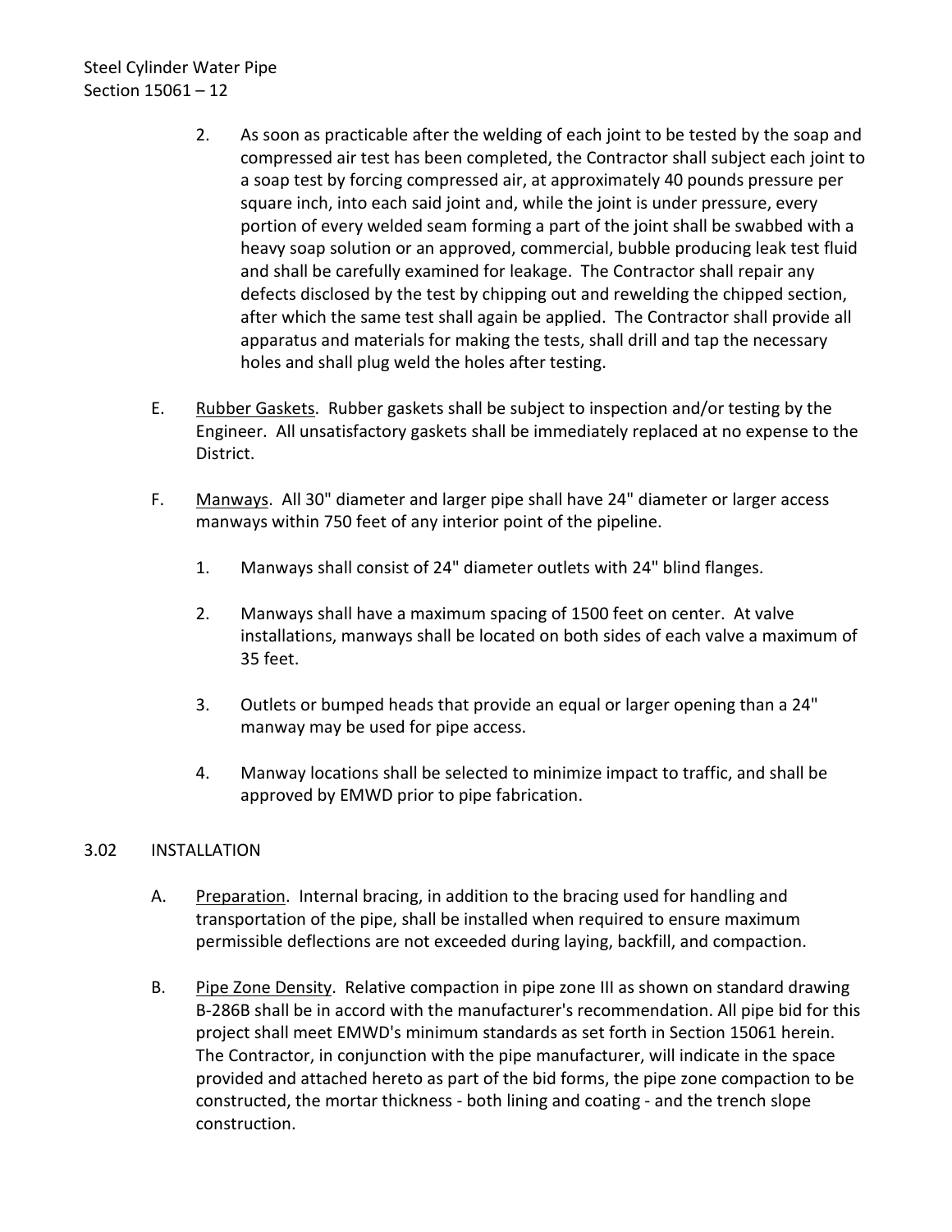2. As soon as practicable after the welding of each joint to be tested by the soap and compressed air test has been completed, the Contractor shall subject each joint to a soap test by forcing compressed air, at approximately 40 pounds pressure per square inch, into each said joint and, while the joint is under pressure, every portion of every welded seam forming a part of the joint shall be swabbed with a heavy soap solution or an approved, commercial, bubble producing leak test fluid and shall be carefully examined for leakage. The Contractor shall repair any defects disclosed by the test by chipping out and rewelding the chipped section, after which the same test shall again be applied. The Contractor shall provide all apparatus and materials for making the tests, shall drill and tap the necessary holes and shall plug weld the holes after testing.

E. Rubber Gaskets. Rubber gaskets shall be subject to inspection and/or testing by the Engineer. All unsatisfactory gaskets shall be immediately replaced at no expense to the District.

F. Manways. All 30" diameter and larger pipe shall have 24" diameter or larger access manways within 750 feet of any interior point of the pipeline.

1. Manways shall consist of 24" diameter outlets with 24" blind flanges.

2. Manways shall have a maximum spacing of 1500 feet on center. At valve installations, manways shall be located on both sides of each valve a maximum of 35 feet.

3. Outlets or bumped heads that provide an equal or larger opening than a 24" manway may be used for pipe access.

4. Manway locations shall be selected to minimize impact to traffic, and shall be approved by EMWD prior to pipe fabrication.

## 3.02 INSTALLATION

A. Preparation. Internal bracing, in addition to the bracing used for handling and transportation of the pipe, shall be installed when required to ensure maximum permissible deflections are not exceeded during laying, backfill, and compaction.

B. Pipe Zone Density. Relative compaction in pipe zone III as shown on standard drawing B-286B shall be in accord with the manufacturer's recommendation. All pipe bid for this project shall meet EMWD's minimum standards as set forth in Section 15061 herein. The Contractor, in conjunction with the pipe manufacturer, will indicate in the space provided and attached hereto as part of the bid forms, the pipe zone compaction to be constructed, the mortar thickness - both lining and coating - and the trench slope construction.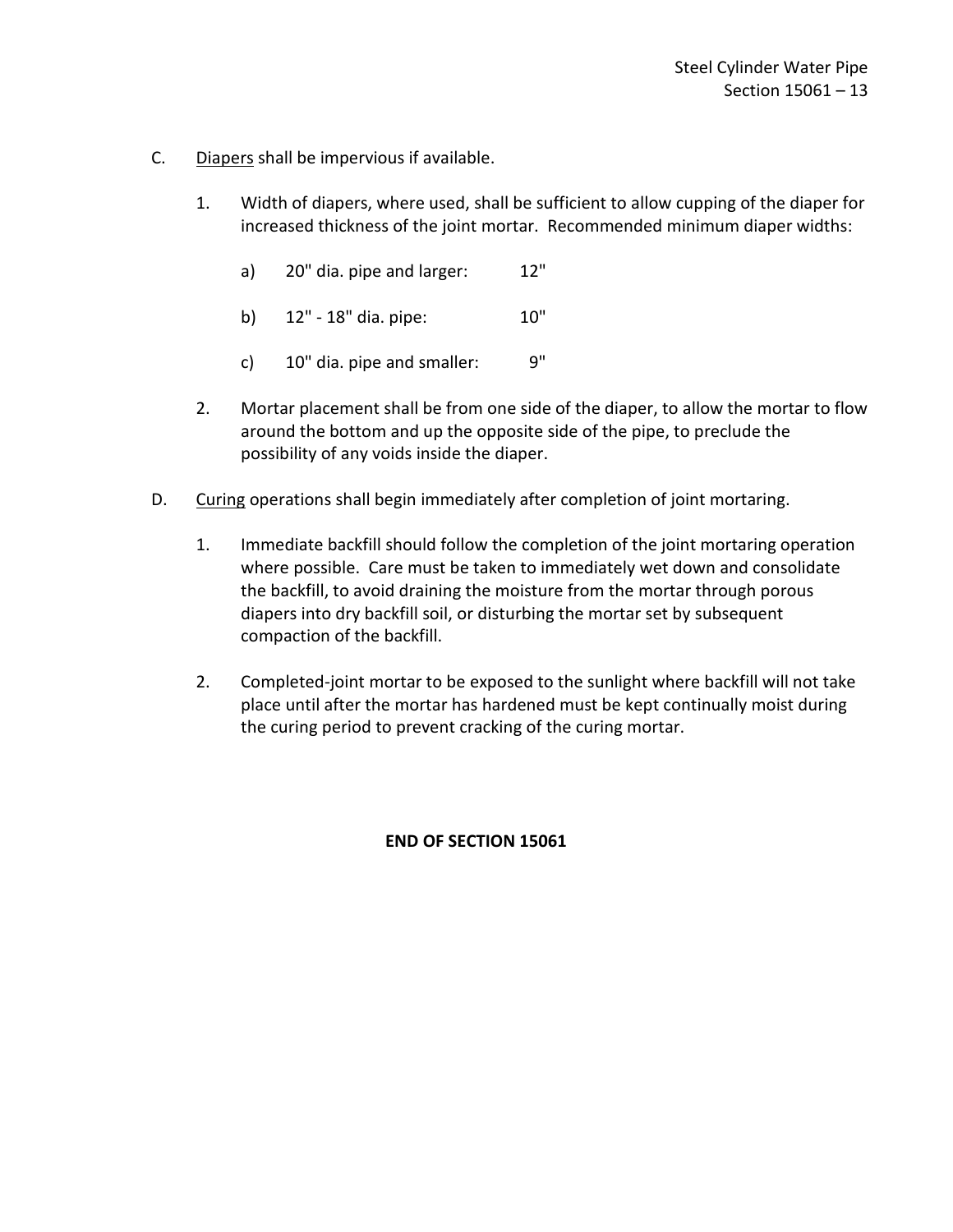C. <u>Diapers</u> shall be impervious if available.

1. Width of diapers, where used, shall be sufficient to allow cupping of the diaper for increased thickness of the joint mortar. Recommended minimum diaper widths:

   a) 20" dia. pipe and larger: 12"

   b) 12" - 18" dia. pipe: 10"

   c) 10" dia. pipe and smaller: 9"

2. Mortar placement shall be from one side of the diaper, to allow the mortar to flow around the bottom and up the opposite side of the pipe, to preclude the possibility of any voids inside the diaper.

D. <u>Curing</u> operations shall begin immediately after completion of joint mortaring.

1. Immediate backfill should follow the completion of the joint mortaring operation where possible. Care must be taken to immediately wet down and consolidate the backfill, to avoid draining the moisture from the mortar through porous diapers into dry backfill soil, or disturbing the mortar set by subsequent compaction of the backfill.

2. Completed-joint mortar to be exposed to the sunlight where backfill will not take place until after the mortar has hardened must be kept continually moist during the curing period to prevent cracking of the curing mortar.

**END OF SECTION 15061**